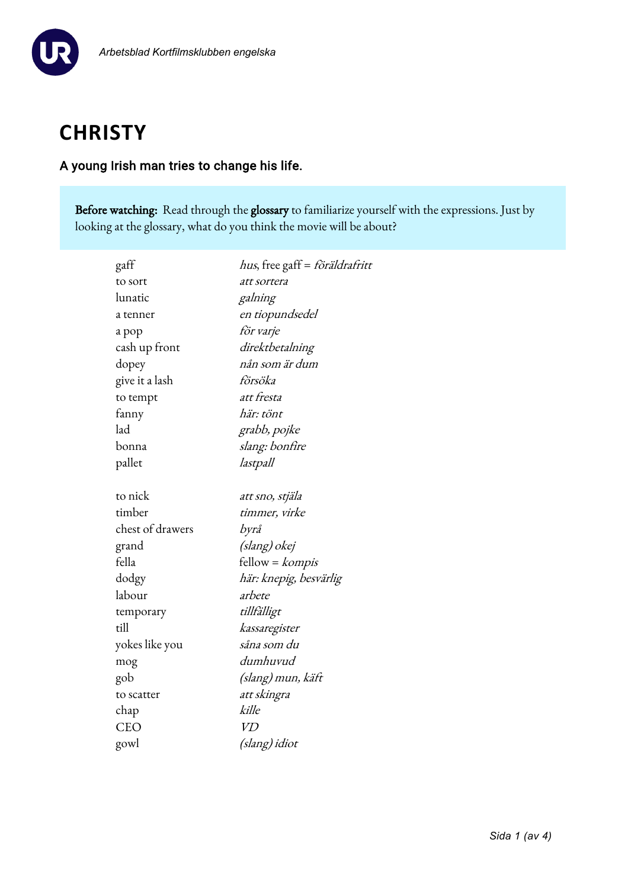# CHRISTY

A young Irish man tries to change his life.

**Before watching:** Read through the **glossary** to familiarize yourself with the expressions. Just by looking at the glossary, what do you think the movie will be about?

| | |
|---|---|
| gaff | *hus*, free gaff = *föräldrafritt* |
| to sort | *att sortera* |
| lunatic | *galning* |
| a tenner | *en tiopundsedel* |
| a pop | *för varje* |
| cash up front | *direktbetalning* |
| dopey | *nån som är dum* |
| give it a lash | *försöka* |
| to tempt | *att fresta* |
| fanny | *här: tönt* |
| lad | *grabb, pojke* |
| bonna | *slang: bonfire* |
| pallet | *lastpall* |
| | |
| to nick | *att sno, stjäla* |
| timber | *timmer, virke* |
| chest of drawers | *byrå* |
| grand | *(slang) okej* |
| fella | fellow = *kompis* |
| dodgy | *här: knepig, besvärlig* |
| labour | *arbete* |
| temporary | *tillfälligt* |
| till | *kassaregister* |
| yokes like you | *såna som du* |
| mog | *dumhuvud* |
| gob | *(slang) mun, käft* |
| to scatter | *att skingra* |
| chap | *kille* |
| CEO | *VD* |
| gowl | *(slang) idiot* |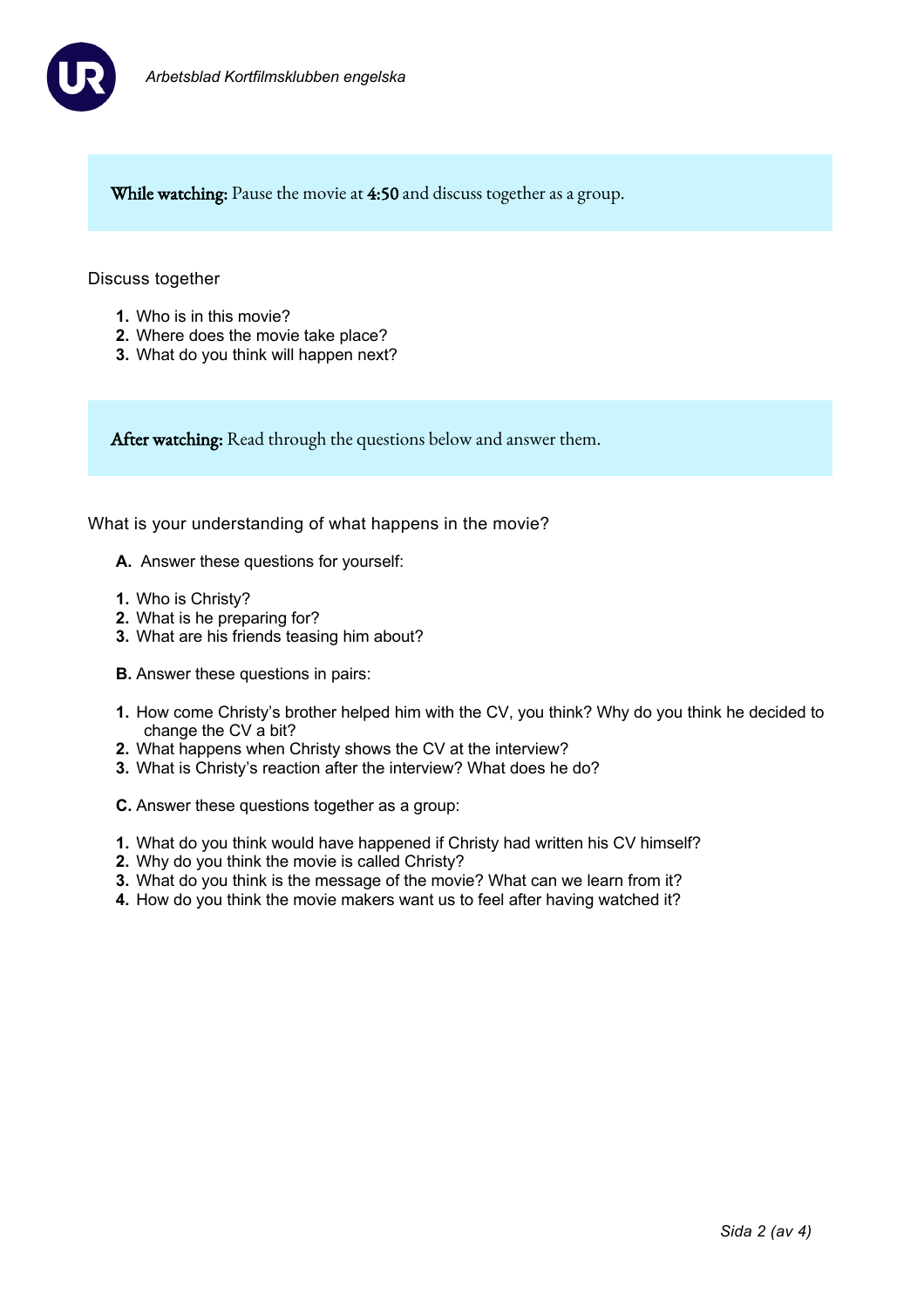**While watching:** Pause the movie at **4:50** and discuss together as a group.

Discuss together

1. Who is in this movie?
2. Where does the movie take place?
3. What do you think will happen next?

**After watching:** Read through the questions below and answer them.

What is your understanding of what happens in the movie?

**A.** Answer these questions for yourself:

1. Who is Christy?
2. What is he preparing for?
3. What are his friends teasing him about?

**B.** Answer these questions in pairs:

1. How come Christy's brother helped him with the CV, you think? Why do you think he decided to change the CV a bit?
2. What happens when Christy shows the CV at the interview?
3. What is Christy's reaction after the interview? What does he do?

**C.** Answer these questions together as a group:

1. What do you think would have happened if Christy had written his CV himself?
2. Why do you think the movie is called Christy?
3. What do you think is the message of the movie? What can we learn from it?
4. How do you think the movie makers want us to feel after having watched it?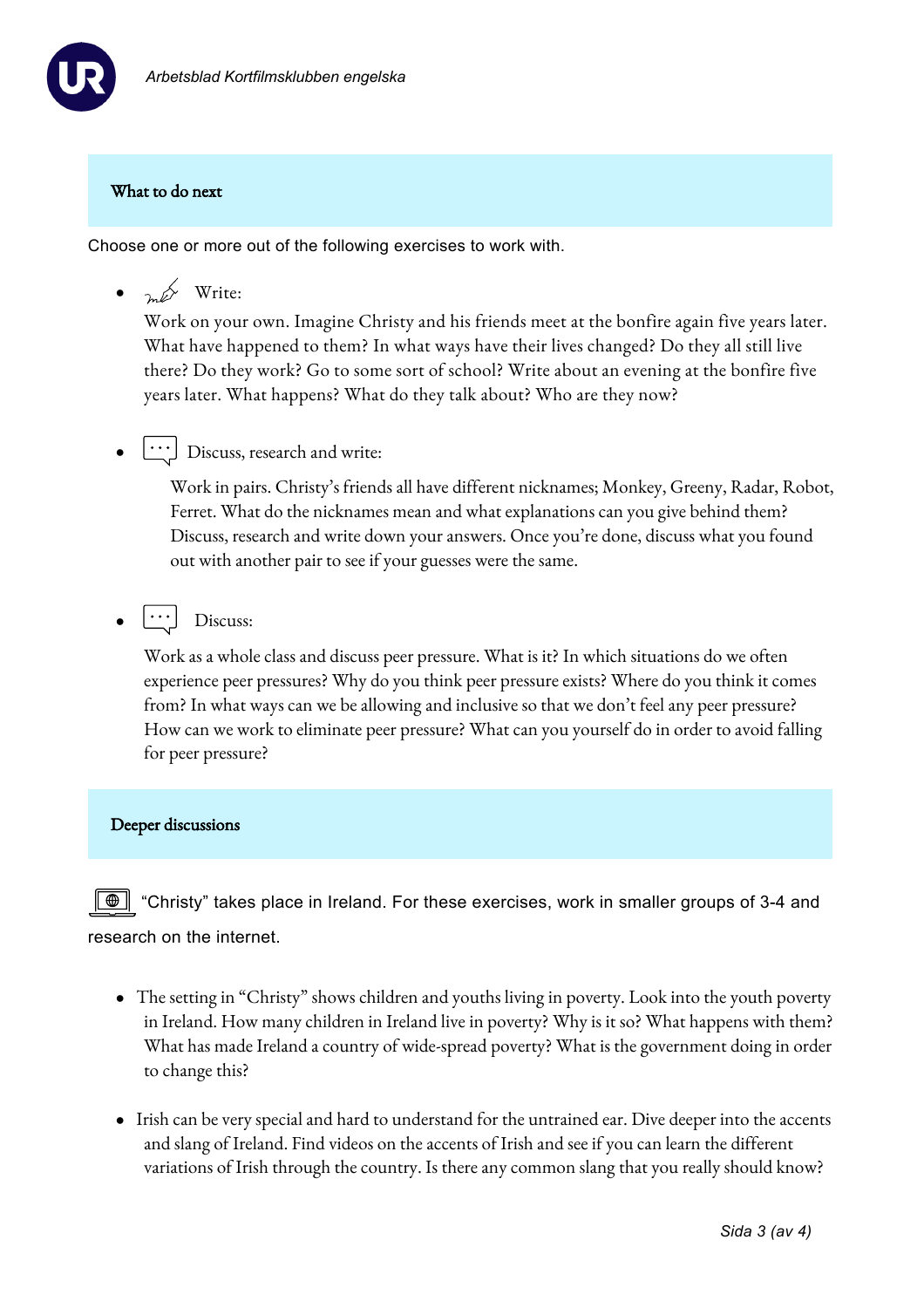## What to do next

Choose one or more out of the following exercises to work with.

- Write:
  Work on your own. Imagine Christy and his friends meet at the bonfire again five years later. What have happened to them? In what ways have their lives changed? Do they all still live there? Do they work? Go to some sort of school? Write about an evening at the bonfire five years later. What happens? What do they talk about? Who are they now?

- Discuss, research and write:
  Work in pairs. Christy's friends all have different nicknames; Monkey, Greeny, Radar, Robot, Ferret. What do the nicknames mean and what explanations can you give behind them? Discuss, research and write down your answers. Once you're done, discuss what you found out with another pair to see if your guesses were the same.

- Discuss:
  Work as a whole class and discuss peer pressure. What is it? In which situations do we often experience peer pressures? Why do you think peer pressure exists? Where do you think it comes from? In what ways can we be allowing and inclusive so that we don't feel any peer pressure? How can we work to eliminate peer pressure? What can you yourself do in order to avoid falling for peer pressure?

## Deeper discussions

"Christy" takes place in Ireland. For these exercises, work in smaller groups of 3-4 and research on the internet.

- The setting in "Christy" shows children and youths living in poverty. Look into the youth poverty in Ireland. How many children in Ireland live in poverty? Why is it so? What happens with them? What has made Ireland a country of wide-spread poverty? What is the government doing in order to change this?

- Irish can be very special and hard to understand for the untrained ear. Dive deeper into the accents and slang of Ireland. Find videos on the accents of Irish and see if you can learn the different variations of Irish through the country. Is there any common slang that you really should know?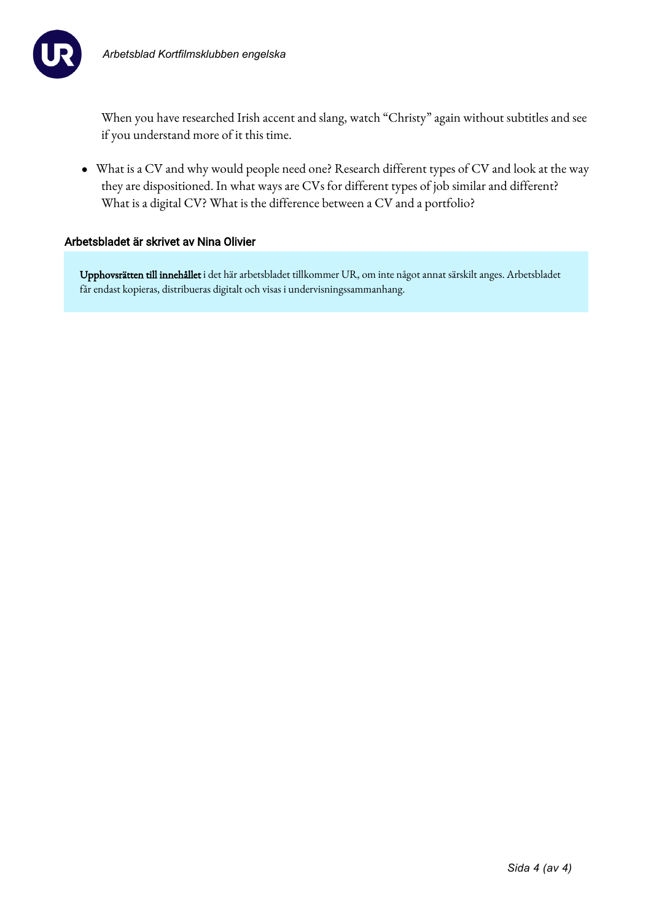When you have researched Irish accent and slang, watch "Christy" again without subtitles and see if you understand more of it this time.

- What is a CV and why would people need one? Research different types of CV and look at the way they are dispositioned. In what ways are CVs for different types of job similar and different? What is a digital CV? What is the difference between a CV and a portfolio?

### Arbetsbladet är skrivet av Nina Olivier

**Upphovsrätten till innehållet** i det här arbetsbladet tillkommer UR, om inte något annat särskilt anges. Arbetsbladet får endast kopieras, distribueras digitalt och visas i undervisningssammanhang.